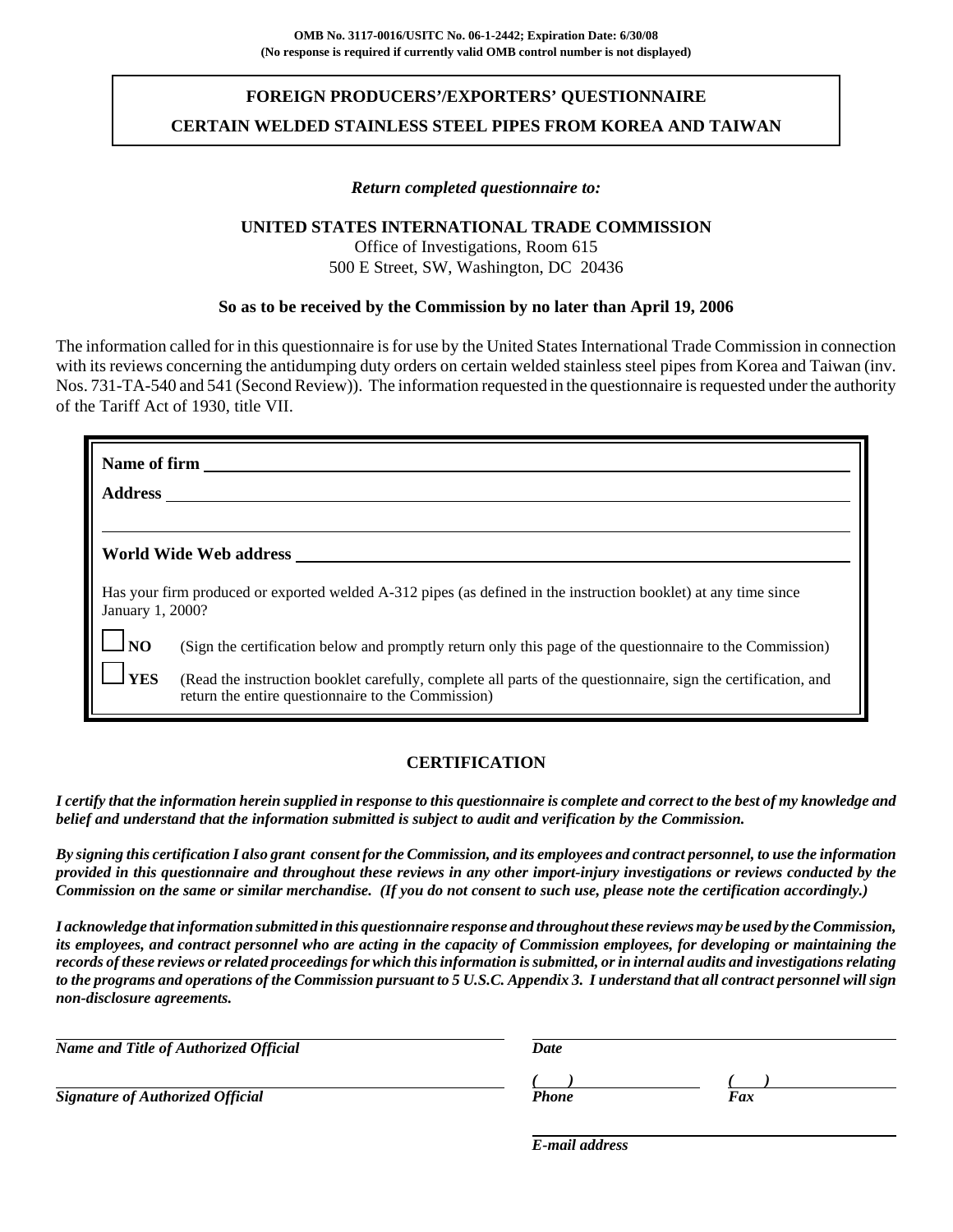**OMB No. 3117-0016/USITC No. 06-1-2442; Expiration Date: 6/30/08**
**(No response is required if currently valid OMB control number is not displayed)**

# FOREIGN PRODUCERS'/EXPORTERS' QUESTIONNAIRE

## CERTAIN WELDED STAINLESS STEEL PIPES FROM KOREA AND TAIWAN

*Return completed questionnaire to:*

**UNITED STATES INTERNATIONAL TRADE COMMISSION**
Office of Investigations, Room 615
500 E Street, SW, Washington, DC 20436

**So as to be received by the Commission by no later than April 19, 2006**

The information called for in this questionnaire is for use by the United States International Trade Commission in connection with its reviews concerning the antidumping duty orders on certain welded stainless steel pipes from Korea and Taiwan (inv. Nos. 731-TA-540 and 541 (Second Review)). The information requested in the questionnaire is requested under the authority of the Tariff Act of 1930, title VII.

**Name of firm** ______________________________

**Address** ______________________________

______________________________

**World Wide Web address** ______________________________

Has your firm produced or exported welded A-312 pipes (as defined in the instruction booklet) at any time since January 1, 2000?

☐ **NO** (Sign the certification below and promptly return only this page of the questionnaire to the Commission)

☐ **YES** (Read the instruction booklet carefully, complete all parts of the questionnaire, sign the certification, and return the entire questionnaire to the Commission)

## CERTIFICATION

***I certify that the information herein supplied in response to this questionnaire is complete and correct to the best of my knowledge and belief and understand that the information submitted is subject to audit and verification by the Commission.***

***By signing this certification I also grant consent for the Commission, and its employees and contract personnel, to use the information provided in this questionnaire and throughout these reviews in any other import-injury investigations or reviews conducted by the Commission on the same or similar merchandise. (If you do not consent to such use, please note the certification accordingly.)***

***I acknowledge that information submitted in this questionnaire response and throughout these reviews may be used by the Commission, its employees, and contract personnel who are acting in the capacity of Commission employees, for developing or maintaining the records of these reviews or related proceedings for which this information is submitted, or in internal audits and investigations relating to the programs and operations of the Commission pursuant to 5 U.S.C. Appendix 3. I understand that all contract personnel will sign non-disclosure agreements.***

______________________________ ______________________________
***Name and Title of Authorized Official*** ***Date***

______________________________ ***(   )*** ______________ ***(   )*** ______________
***Signature of Authorized Official*** ***Phone*** ***Fax***

______________________________
***E-mail address***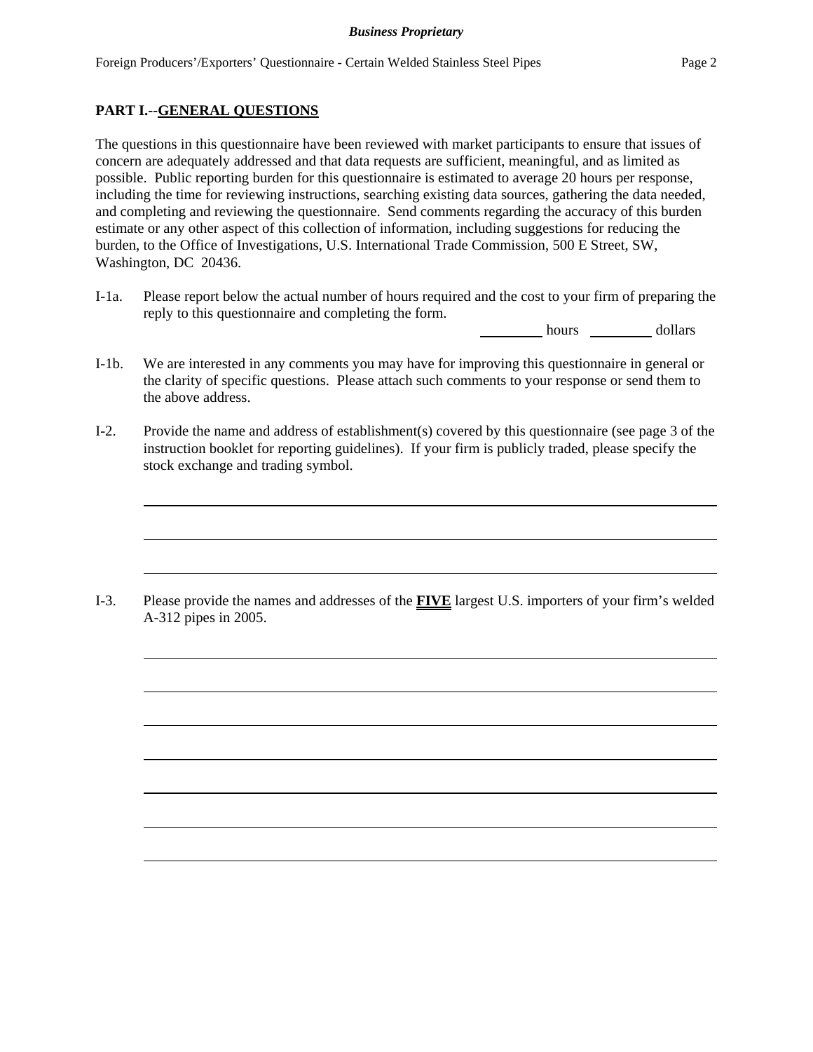## PART I.--GENERAL QUESTIONS

The questions in this questionnaire have been reviewed with market participants to ensure that issues of concern are adequately addressed and that data requests are sufficient, meaningful, and as limited as possible. Public reporting burden for this questionnaire is estimated to average 20 hours per response, including the time for reviewing instructions, searching existing data sources, gathering the data needed, and completing and reviewing the questionnaire. Send comments regarding the accuracy of this burden estimate or any other aspect of this collection of information, including suggestions for reducing the burden, to the Office of Investigations, U.S. International Trade Commission, 500 E Street, SW, Washington, DC 20436.

I-1a. Please report below the actual number of hours required and the cost to your firm of preparing the reply to this questionnaire and completing the form.

_________ hours _________ dollars

I-1b. We are interested in any comments you may have for improving this questionnaire in general or the clarity of specific questions. Please attach such comments to your response or send them to the above address.

I-2. Provide the name and address of establishment(s) covered by this questionnaire (see page 3 of the instruction booklet for reporting guidelines). If your firm is publicly traded, please specify the stock exchange and trading symbol.

______________________________________________________________________

______________________________________________________________________

______________________________________________________________________

I-3. Please provide the names and addresses of the **FIVE** largest U.S. importers of your firm's welded A-312 pipes in 2005.

______________________________________________________________________

______________________________________________________________________

______________________________________________________________________

______________________________________________________________________

______________________________________________________________________

______________________________________________________________________

______________________________________________________________________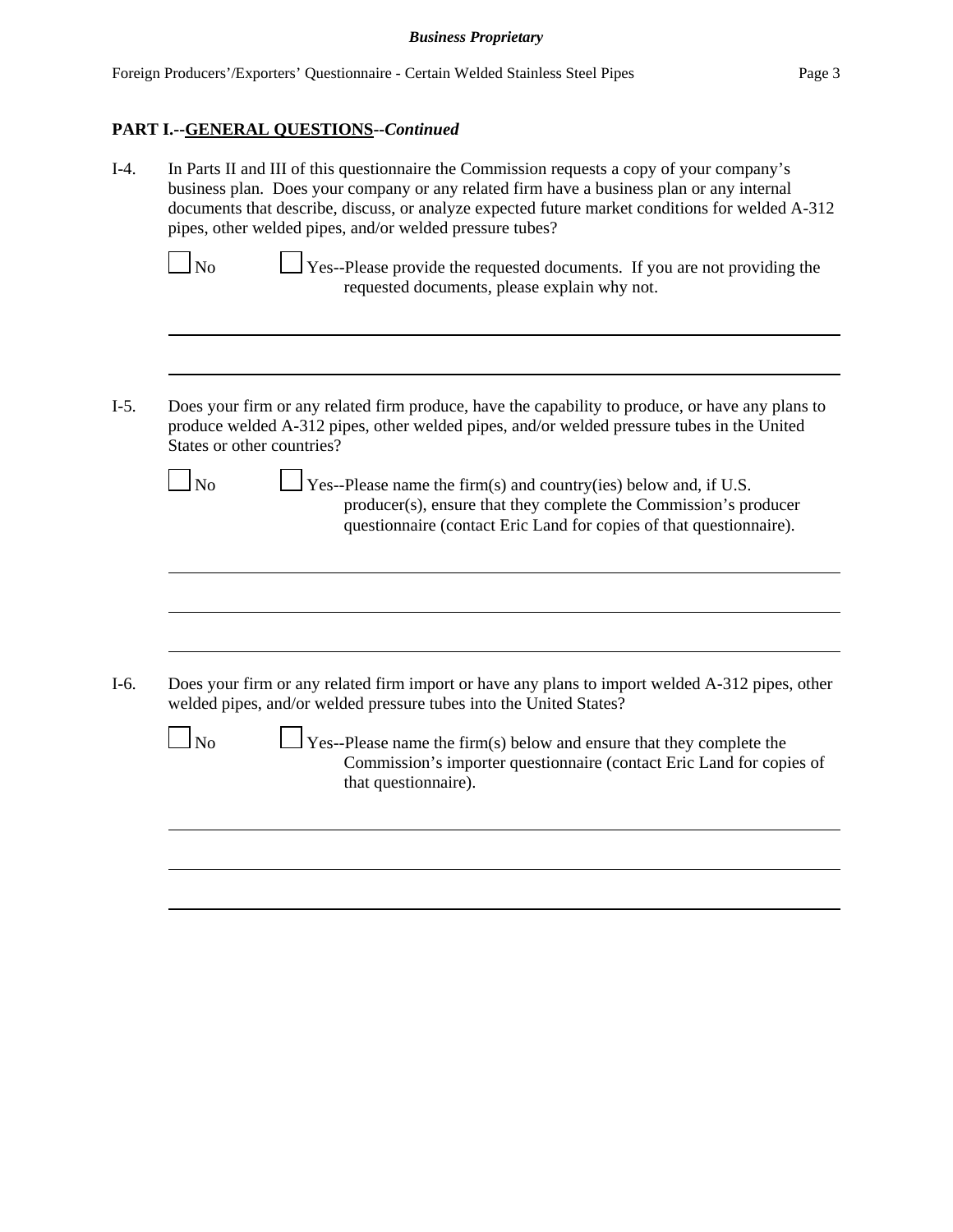## PART I.--GENERAL QUESTIONS--*Continued*

I-4. In Parts II and III of this questionnaire the Commission requests a copy of your company's business plan. Does your company or any related firm have a business plan or any internal documents that describe, discuss, or analyze expected future market conditions for welded A-312 pipes, other welded pipes, and/or welded pressure tubes?

☐ No ☐ Yes--Please provide the requested documents. If you are not providing the requested documents, please explain why not.

I-5. Does your firm or any related firm produce, have the capability to produce, or have any plans to produce welded A-312 pipes, other welded pipes, and/or welded pressure tubes in the United States or other countries?

☐ No ☐ Yes--Please name the firm(s) and country(ies) below and, if U.S. producer(s), ensure that they complete the Commission's producer questionnaire (contact Eric Land for copies of that questionnaire).

I-6. Does your firm or any related firm import or have any plans to import welded A-312 pipes, other welded pipes, and/or welded pressure tubes into the United States?

☐ No ☐ Yes--Please name the firm(s) below and ensure that they complete the Commission's importer questionnaire (contact Eric Land for copies of that questionnaire).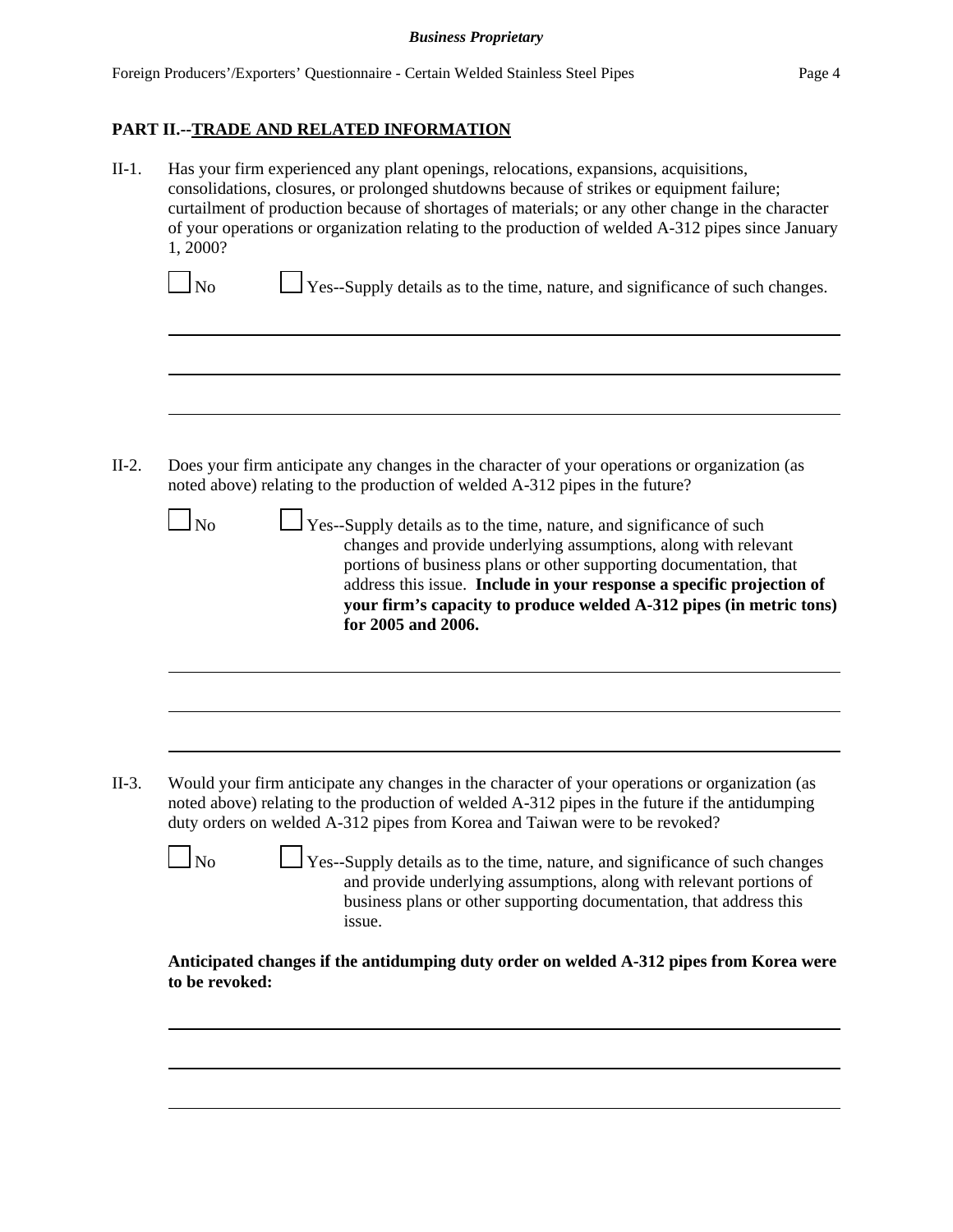## PART II.--TRADE AND RELATED INFORMATION

II-1. Has your firm experienced any plant openings, relocations, expansions, acquisitions, consolidations, closures, or prolonged shutdowns because of strikes or equipment failure; curtailment of production because of shortages of materials; or any other change in the character of your operations or organization relating to the production of welded A-312 pipes since January 1, 2000?

☐ No ☐ Yes--Supply details as to the time, nature, and significance of such changes.

II-2. Does your firm anticipate any changes in the character of your operations or organization (as noted above) relating to the production of welded A-312 pipes in the future?

☐ No ☐ Yes--Supply details as to the time, nature, and significance of such changes and provide underlying assumptions, along with relevant portions of business plans or other supporting documentation, that address this issue. **Include in your response a specific projection of your firm's capacity to produce welded A-312 pipes (in metric tons) for 2005 and 2006.**

II-3. Would your firm anticipate any changes in the character of your operations or organization (as noted above) relating to the production of welded A-312 pipes in the future if the antidumping duty orders on welded A-312 pipes from Korea and Taiwan were to be revoked?

☐ No ☐ Yes--Supply details as to the time, nature, and significance of such changes and provide underlying assumptions, along with relevant portions of business plans or other supporting documentation, that address this issue.

**Anticipated changes if the antidumping duty order on welded A-312 pipes from Korea were to be revoked:**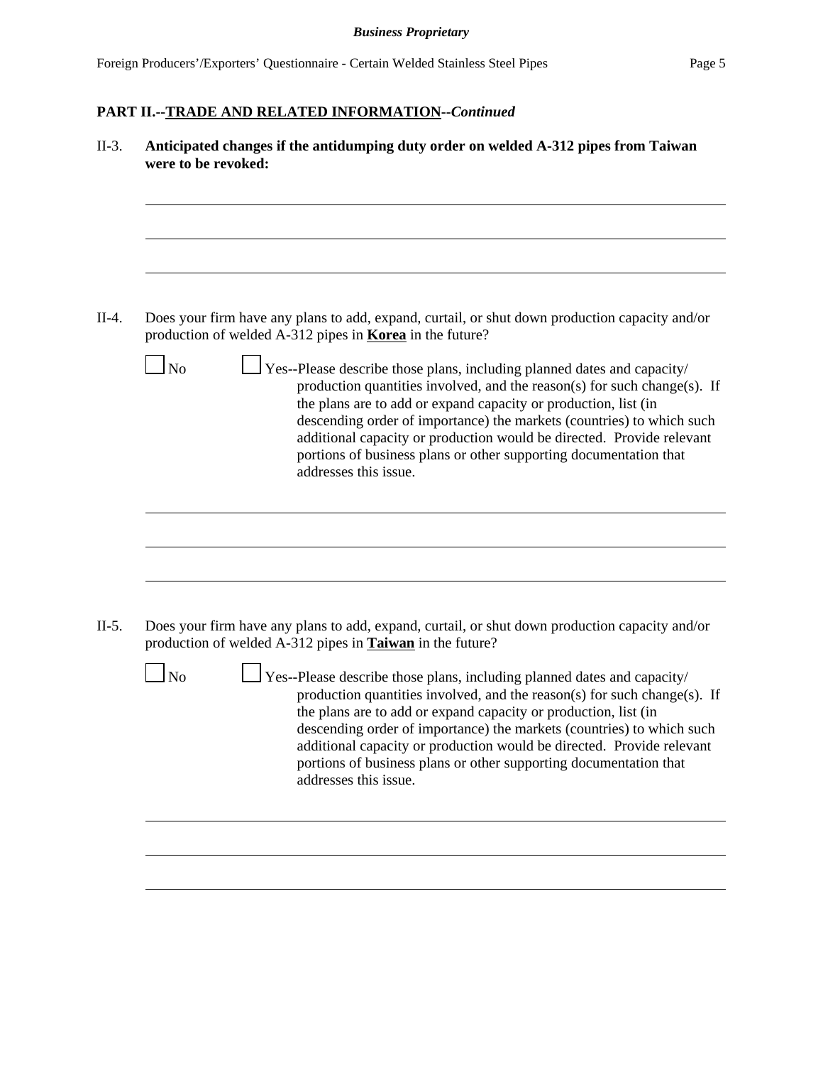**PART II.--TRADE AND RELATED INFORMATION--*Continued***

II-3. **Anticipated changes if the antidumping duty order on welded A-312 pipes from Taiwan were to be revoked:**

II-4. Does your firm have any plans to add, expand, curtail, or shut down production capacity and/or production of welded A-312 pipes in **Korea** in the future?

☐ No ☐ Yes--Please describe those plans, including planned dates and capacity/ production quantities involved, and the reason(s) for such change(s). If the plans are to add or expand capacity or production, list (in descending order of importance) the markets (countries) to which such additional capacity or production would be directed. Provide relevant portions of business plans or other supporting documentation that addresses this issue.

II-5. Does your firm have any plans to add, expand, curtail, or shut down production capacity and/or production of welded A-312 pipes in **Taiwan** in the future?

☐ No ☐ Yes--Please describe those plans, including planned dates and capacity/ production quantities involved, and the reason(s) for such change(s). If the plans are to add or expand capacity or production, list (in descending order of importance) the markets (countries) to which such additional capacity or production would be directed. Provide relevant portions of business plans or other supporting documentation that addresses this issue.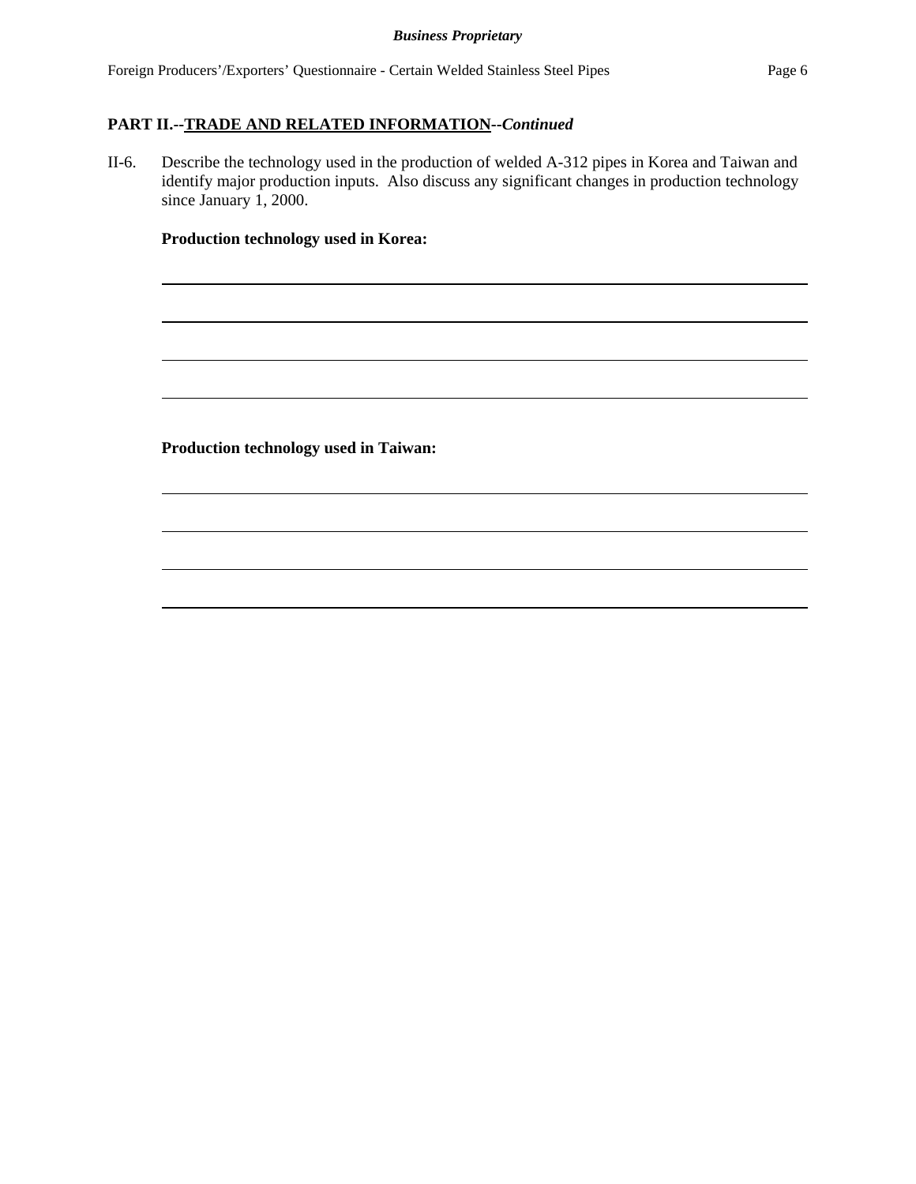## PART II.--TRADE AND RELATED INFORMATION--*Continued*

II-6. Describe the technology used in the production of welded A-312 pipes in Korea and Taiwan and identify major production inputs. Also discuss any significant changes in production technology since January 1, 2000.

**Production technology used in Korea:**

______________________________________________________________________

______________________________________________________________________

______________________________________________________________________

______________________________________________________________________

**Production technology used in Taiwan:**

______________________________________________________________________

______________________________________________________________________

______________________________________________________________________

______________________________________________________________________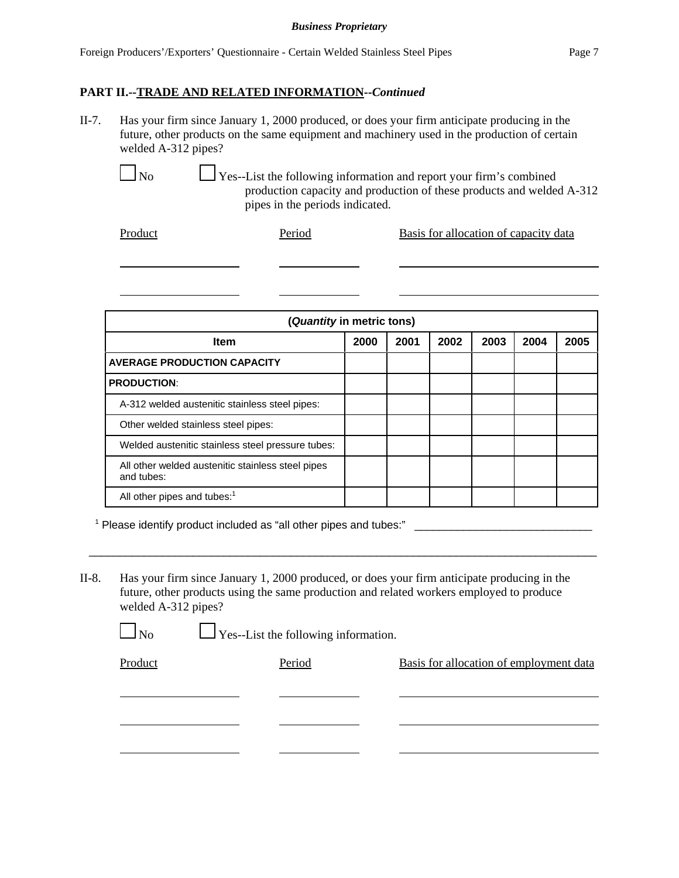## PART II.--TRADE AND RELATED INFORMATION--*Continued*

II-7. Has your firm since January 1, 2000 produced, or does your firm anticipate producing in the future, other products on the same equipment and machinery used in the production of certain welded A-312 pipes?

☐ No ☐ Yes--List the following information and report your firm's combined production capacity and production of these products and welded A-312 pipes in the periods indicated.

| Product | Period | Basis for allocation of capacity data |
|---|---|---|
| | | |
| | | |

| (*Quantity* in metric tons) | | | | | | |
|---|---|---|---|---|---|---|
| **Item** | **2000** | **2001** | **2002** | **2003** | **2004** | **2005** |
| **AVERAGE PRODUCTION CAPACITY** | | | | | | |
| **PRODUCTION**: | | | | | | |
| A-312 welded austenitic stainless steel pipes: | | | | | | |
| Other welded stainless steel pipes: | | | | | | |
| Welded austenitic stainless steel pressure tubes: | | | | | | |
| All other welded austenitic stainless steel pipes and tubes: | | | | | | |
| All other pipes and tubes:[1] | | | | | | |

[1] Please identify product included as "all other pipes and tubes:" ____________________________

---

II-8. Has your firm since January 1, 2000 produced, or does your firm anticipate producing in the future, other products using the same production and related workers employed to produce welded A-312 pipes?

☐ No ☐ Yes--List the following information.

| Product | Period | Basis for allocation of employment data |
|---|---|---|
| | | |
| | | |
| | | |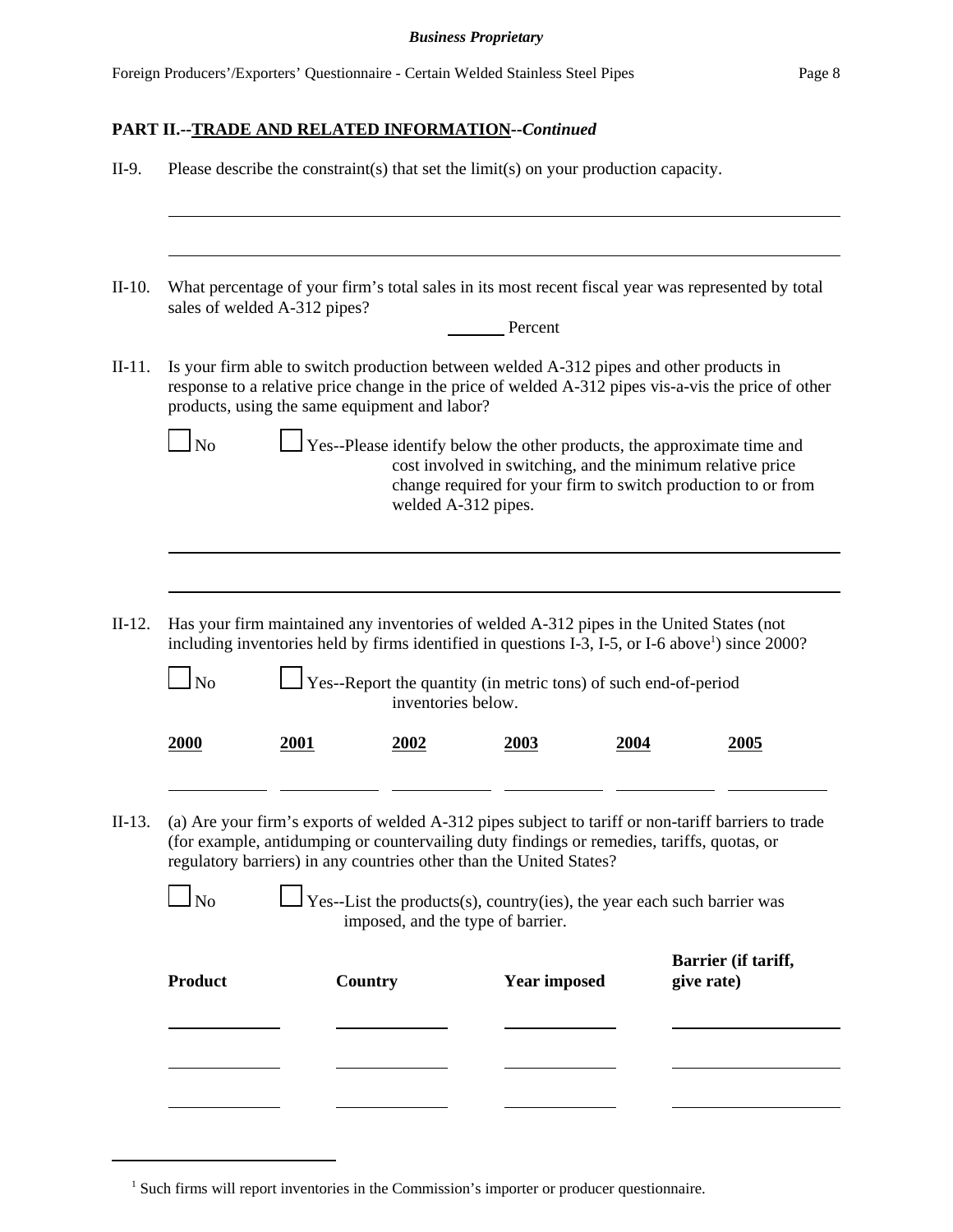**PART II.--TRADE AND RELATED INFORMATION--*Continued***

II-9. Please describe the constraint(s) that set the limit(s) on your production capacity.

______________________________________________________________________

______________________________________________________________________

II-10. What percentage of your firm's total sales in its most recent fiscal year was represented by total sales of welded A-312 pipes?

_______ Percent

II-11. Is your firm able to switch production between welded A-312 pipes and other products in response to a relative price change in the price of welded A-312 pipes vis-a-vis the price of other products, using the same equipment and labor?

☐ No ☐ Yes--Please identify below the other products, the approximate time and cost involved in switching, and the minimum relative price change required for your firm to switch production to or from welded A-312 pipes.

______________________________________________________________________

______________________________________________________________________

II-12. Has your firm maintained any inventories of welded A-312 pipes in the United States (not including inventories held by firms identified in questions I-3, I-5, or I-6 above[1]) since 2000?

☐ No ☐ Yes--Report the quantity (in metric tons) of such end-of-period inventories below.

| 2000 | 2001 | 2002 | 2003 | 2004 | 2005 |
|---|---|---|---|---|---|
| | | | | | |

II-13. (a) Are your firm's exports of welded A-312 pipes subject to tariff or non-tariff barriers to trade (for example, antidumping or countervailing duty findings or remedies, tariffs, quotas, or regulatory barriers) in any countries other than the United States?

☐ No ☐ Yes--List the products(s), country(ies), the year each such barrier was imposed, and the type of barrier.

| Product | Country | Year imposed | Barrier (if tariff, give rate) |
|---|---|---|---|
| | | | |
| | | | |
| | | | |

[1] Such firms will report inventories in the Commission's importer or producer questionnaire.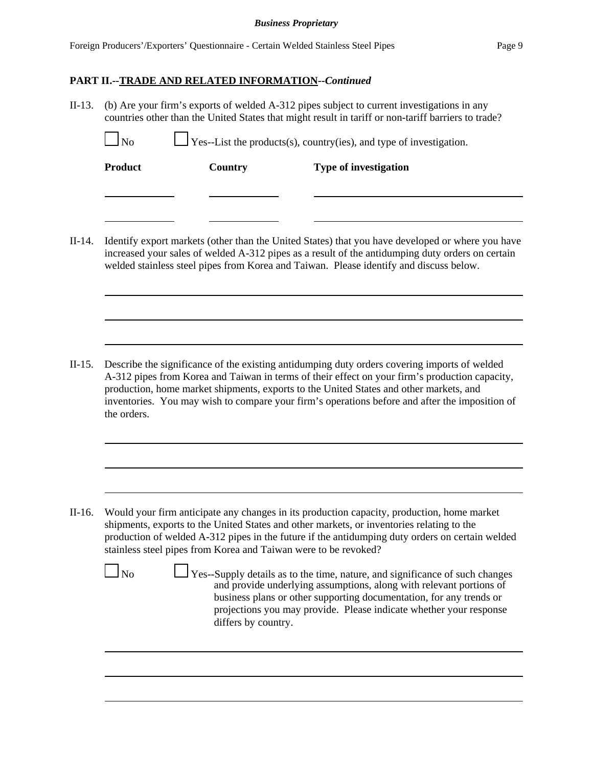*Business Proprietary*

## PART II.--TRADE AND RELATED INFORMATION--*Continued*

II-13. (b) Are your firm's exports of welded A-312 pipes subject to current investigations in any countries other than the United States that might result in tariff or non-tariff barriers to trade?

☐ No ☐ Yes--List the products(s), country(ies), and type of investigation.

| **Product** | **Country** | **Type of investigation** |
|---|---|---|
| | | |
| | | |

II-14. Identify export markets (other than the United States) that you have developed or where you have increased your sales of welded A-312 pipes as a result of the antidumping duty orders on certain welded stainless steel pipes from Korea and Taiwan. Please identify and discuss below.

II-15. Describe the significance of the existing antidumping duty orders covering imports of welded A-312 pipes from Korea and Taiwan in terms of their effect on your firm's production capacity, production, home market shipments, exports to the United States and other markets, and inventories. You may wish to compare your firm's operations before and after the imposition of the orders.

II-16. Would your firm anticipate any changes in its production capacity, production, home market shipments, exports to the United States and other markets, or inventories relating to the production of welded A-312 pipes in the future if the antidumping duty orders on certain welded stainless steel pipes from Korea and Taiwan were to be revoked?

☐ No ☐ Yes--Supply details as to the time, nature, and significance of such changes and provide underlying assumptions, along with relevant portions of business plans or other supporting documentation, for any trends or projections you may provide. Please indicate whether your response differs by country.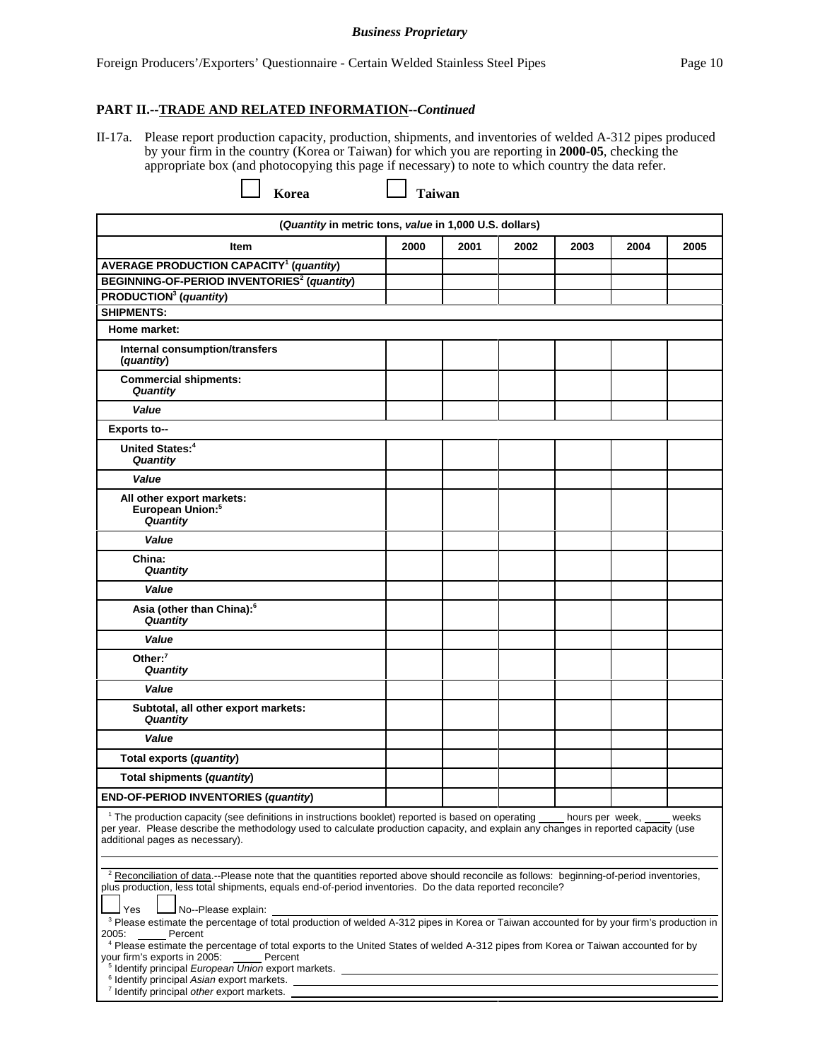*Business Proprietary*

Foreign Producers'/Exporters' Questionnaire - Certain Welded Stainless Steel Pipes

## PART II.--TRADE AND RELATED INFORMATION--*Continued*

II-17a. Please report production capacity, production, shipments, and inventories of welded A-312 pipes produced by your firm in the country (Korea or Taiwan) for which you are reporting in **2000-05**, checking the appropriate box (and photocopying this page if necessary) to note to which country the data refer.

☐ **Korea** ☐ **Taiwan**

| (*Quantity* in metric tons, *value* in 1,000 U.S. dollars) | | | | | | |
|---|---|---|---|---|---|---|
| **Item** | **2000** | **2001** | **2002** | **2003** | **2004** | **2005** |
| **AVERAGE PRODUCTION CAPACITY[1] (*quantity*)** | | | | | | |
| **BEGINNING-OF-PERIOD INVENTORIES[2] (*quantity*)** | | | | | | |
| **PRODUCTION[3] (*quantity*)** | | | | | | |
| **SHIPMENTS:** | | | | | | |
| **Home market:** | | | | | | |
| **Internal consumption/transfers (*quantity*)** | | | | | | |
| **Commercial shipments: *Quantity*** | | | | | | |
| ***Value*** | | | | | | |
| **Exports to--** | | | | | | |
| **United States:[4] *Quantity*** | | | | | | |
| ***Value*** | | | | | | |
| **All other export markets: European Union:[5] *Quantity*** | | | | | | |
| ***Value*** | | | | | | |
| **China: *Quantity*** | | | | | | |
| ***Value*** | | | | | | |
| **Asia (other than China):[6] *Quantity*** | | | | | | |
| ***Value*** | | | | | | |
| **Other:[7] *Quantity*** | | | | | | |
| ***Value*** | | | | | | |
| **Subtotal, all other export markets: *Quantity*** | | | | | | |
| ***Value*** | | | | | | |
| **Total exports (*quantity*)** | | | | | | |
| **Total shipments (*quantity*)** | | | | | | |
| **END-OF-PERIOD INVENTORIES (*quantity*)** | | | | | | |

[1] The production capacity (see definitions in instructions booklet) reported is based on operating _____ hours per week, _____ weeks per year. Please describe the methodology used to calculate production capacity, and explain any changes in reported capacity (use additional pages as necessary).

______________________________________________________________________________

[2] Reconciliation of data.--Please note that the quantities reported above should reconcile as follows: beginning-of-period inventories, plus production, less total shipments, equals end-of-period inventories. Do the data reported reconcile?

☐ Yes ☐ No--Please explain: ______________________________________________________________________________

[3] Please estimate the percentage of total production of welded A-312 pipes in Korea or Taiwan accounted for by your firm's production in 2005: _____ Percent

[4] Please estimate the percentage of total exports to the United States of welded A-312 pipes from Korea or Taiwan accounted for by your firm's exports in 2005: _____ Percent

[5] Identify principal *European Union* export markets. ______________________________________________________________________________

[6] Identify principal *Asian* export markets. ______________________________________________________________________________

[7] Identify principal *other* export markets. ______________________________________________________________________________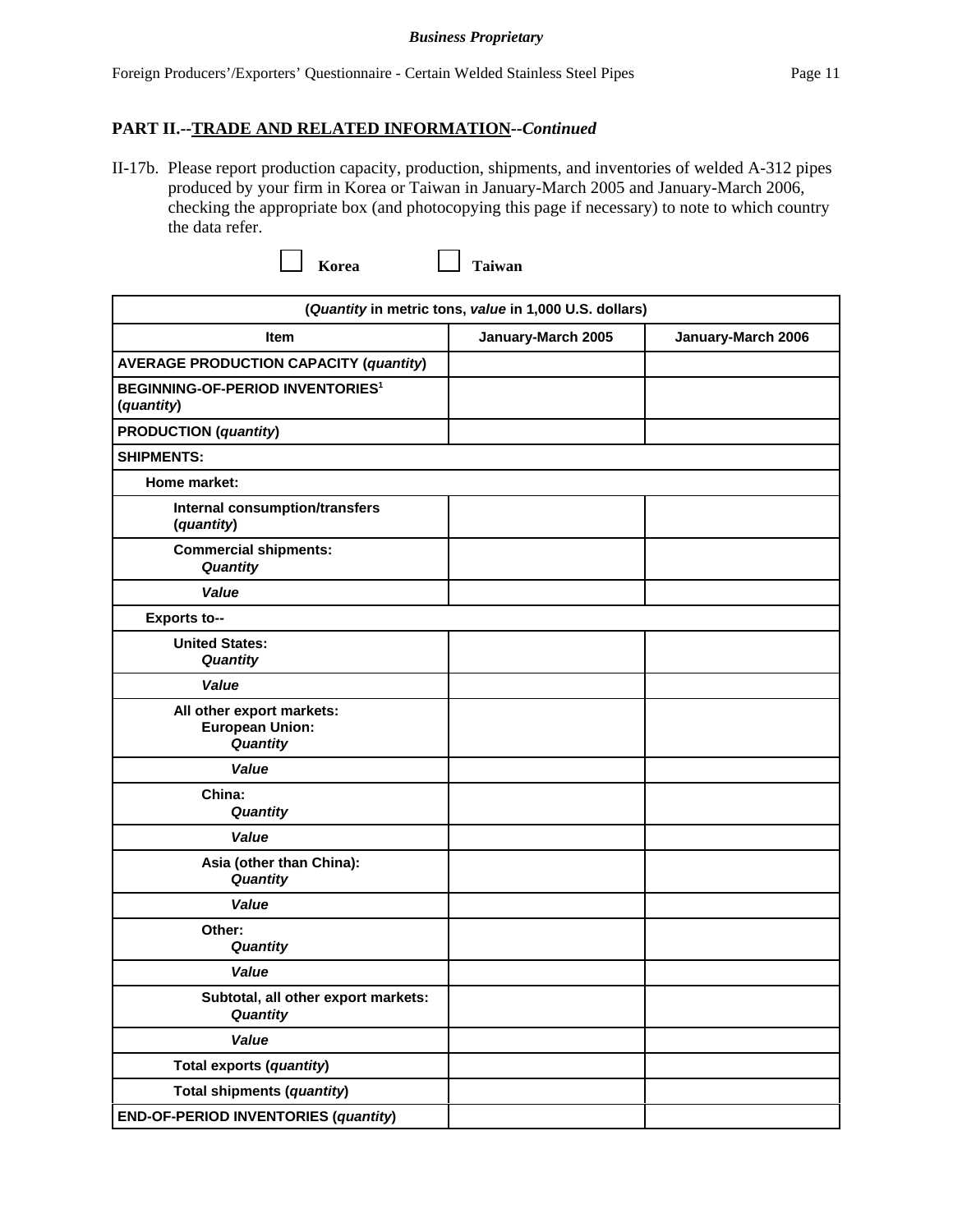**PART II.--TRADE AND RELATED INFORMATION--*Continued***

II-17b. Please report production capacity, production, shipments, and inventories of welded A-312 pipes produced by your firm in Korea or Taiwan in January-March 2005 and January-March 2006, checking the appropriate box (and photocopying this page if necessary) to note to which country the data refer.

☐ **Korea** ☐ **Taiwan**

| (*Quantity* in metric tons, *value* in 1,000 U.S. dollars) | | |
|---|---|---|
| **Item** | **January-March 2005** | **January-March 2006** |
| **AVERAGE PRODUCTION CAPACITY (*quantity*)** | | |
| **BEGINNING-OF-PERIOD INVENTORIES[1] (*quantity*)** | | |
| **PRODUCTION (*quantity*)** | | |
| **SHIPMENTS:** | | |
| **Home market:** | | |
| **Internal consumption/transfers (*quantity*)** | | |
| **Commercial shipments: *Quantity*** | | |
| ***Value*** | | |
| **Exports to--** | | |
| **United States: *Quantity*** | | |
| ***Value*** | | |
| **All other export markets: European Union: *Quantity*** | | |
| ***Value*** | | |
| **China: *Quantity*** | | |
| ***Value*** | | |
| **Asia (other than China): *Quantity*** | | |
| ***Value*** | | |
| **Other: *Quantity*** | | |
| ***Value*** | | |
| **Subtotal, all other export markets: *Quantity*** | | |
| ***Value*** | | |
| **Total exports (*quantity*)** | | |
| **Total shipments (*quantity*)** | | |
| **END-OF-PERIOD INVENTORIES (*quantity*)** | | |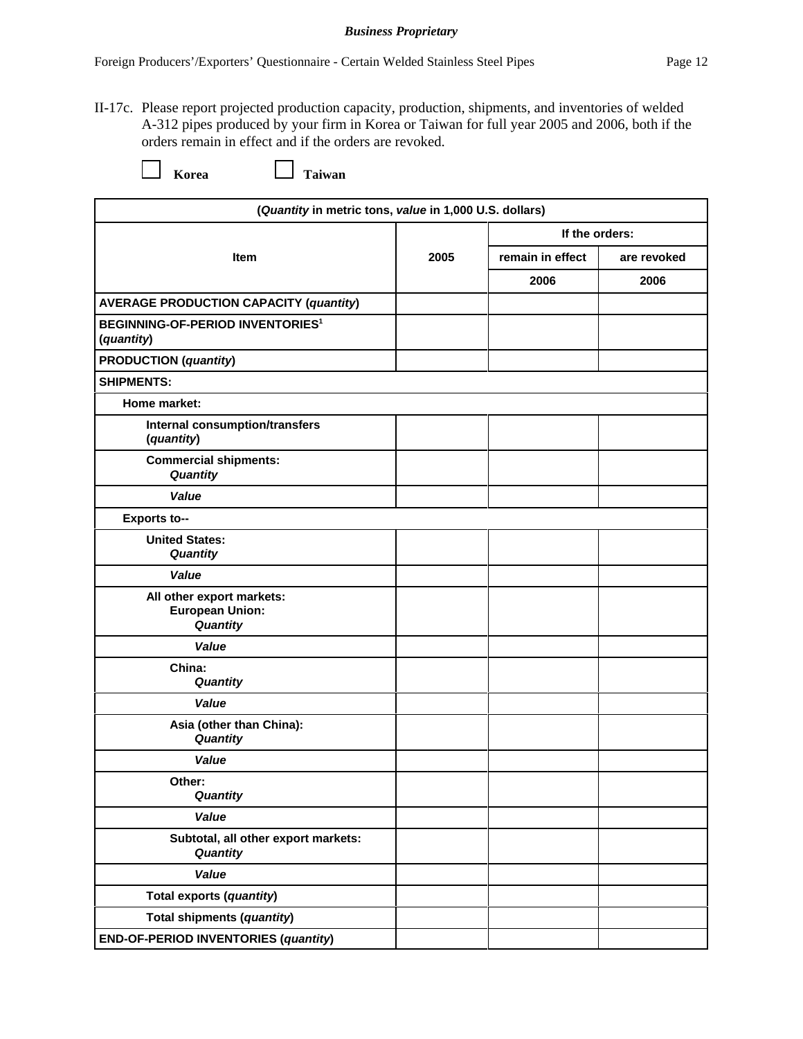**Business Proprietary**

II-17c. Please report projected production capacity, production, shipments, and inventories of welded A-312 pipes produced by your firm in Korea or Taiwan for full year 2005 and 2006, both if the orders remain in effect and if the orders are revoked.

☐ **Korea** ☐ **Taiwan**

| (*Quantity* in metric tons, *value* in 1,000 U.S. dollars) | | | |
|---|---|---|---|
| | | If the orders: | |
| Item | 2005 | remain in effect | are revoked |
| | | 2006 | 2006 |
| **AVERAGE PRODUCTION CAPACITY (*quantity*)** | | | |
| **BEGINNING-OF-PERIOD INVENTORIES[1] (*quantity*)** | | | |
| **PRODUCTION (*quantity*)** | | | |
| **SHIPMENTS:** | | | |
| **Home market:** | | | |
| **Internal consumption/transfers (*quantity*)** | | | |
| **Commercial shipments: *Quantity*** | | | |
| ***Value*** | | | |
| **Exports to--** | | | |
| **United States: *Quantity*** | | | |
| ***Value*** | | | |
| **All other export markets: European Union: *Quantity*** | | | |
| ***Value*** | | | |
| **China: *Quantity*** | | | |
| ***Value*** | | | |
| **Asia (other than China): *Quantity*** | | | |
| ***Value*** | | | |
| **Other: *Quantity*** | | | |
| ***Value*** | | | |
| **Subtotal, all other export markets: *Quantity*** | | | |
| ***Value*** | | | |
| **Total exports (*quantity*)** | | | |
| **Total shipments (*quantity*)** | | | |
| **END-OF-PERIOD INVENTORIES (*quantity*)** | | | |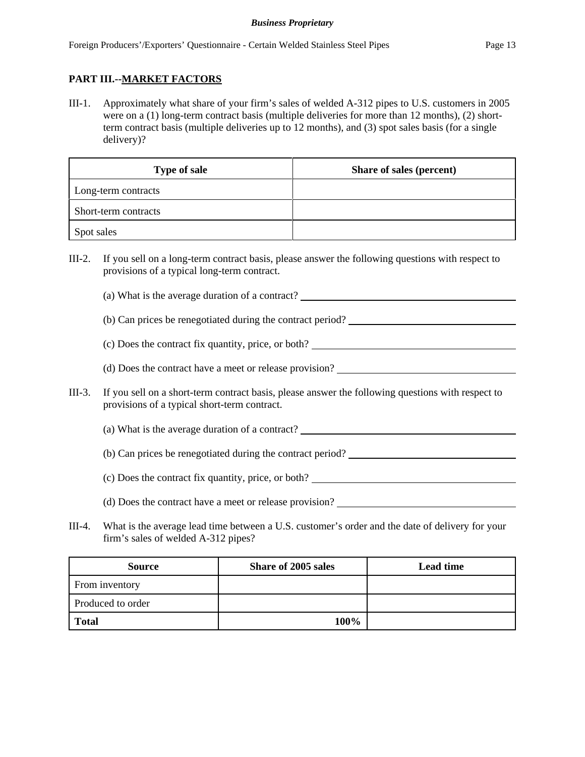## PART III.--MARKET FACTORS

III-1. Approximately what share of your firm's sales of welded A-312 pipes to U.S. customers in 2005 were on a (1) long-term contract basis (multiple deliveries for more than 12 months), (2) short-term contract basis (multiple deliveries up to 12 months), and (3) spot sales basis (for a single delivery)?

| Type of sale | Share of sales (percent) |
|---|---|
| Long-term contracts | |
| Short-term contracts | |
| Spot sales | |

III-2. If you sell on a long-term contract basis, please answer the following questions with respect to provisions of a typical long-term contract.

(a) What is the average duration of a contract? ______________________

(b) Can prices be renegotiated during the contract period? ______________________

(c) Does the contract fix quantity, price, or both? ______________________

(d) Does the contract have a meet or release provision? ______________________

III-3. If you sell on a short-term contract basis, please answer the following questions with respect to provisions of a typical short-term contract.

(a) What is the average duration of a contract? ______________________

(b) Can prices be renegotiated during the contract period? ______________________

(c) Does the contract fix quantity, price, or both? ______________________

(d) Does the contract have a meet or release provision? ______________________

III-4. What is the average lead time between a U.S. customer's order and the date of delivery for your firm's sales of welded A-312 pipes?

| Source | Share of 2005 sales | Lead time |
|---|---|---|
| From inventory | | |
| Produced to order | | |
| **Total** | **100%** | |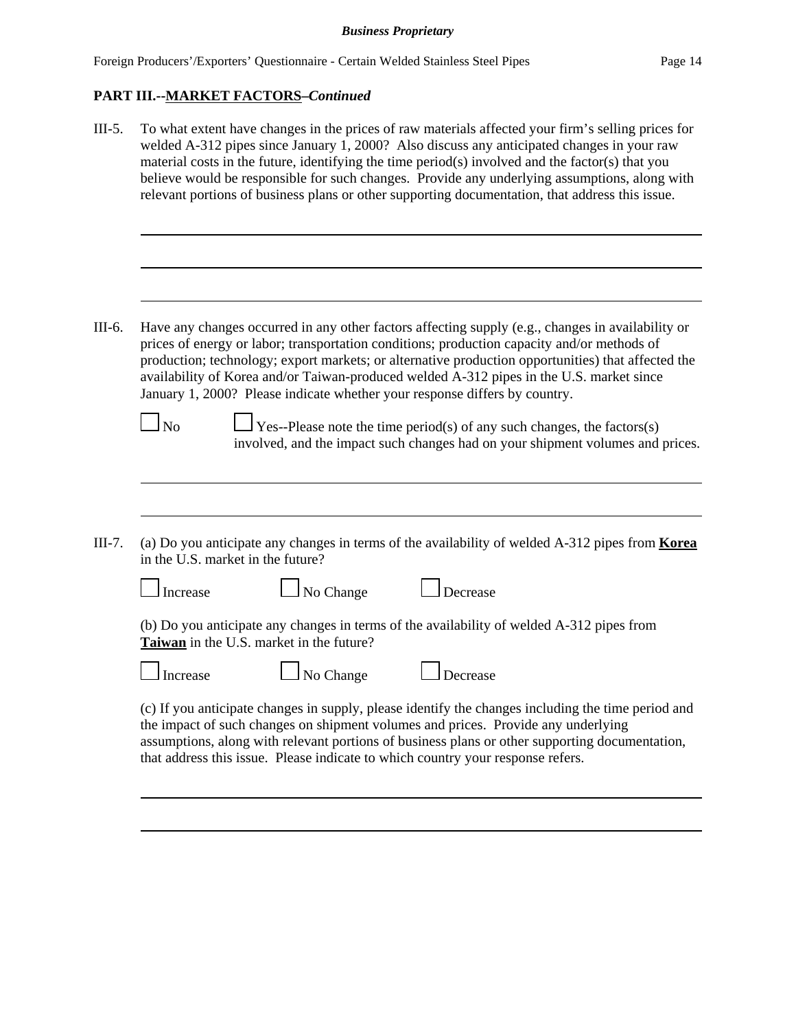## PART III.--MARKET FACTORS–*Continued*

III-5. To what extent have changes in the prices of raw materials affected your firm's selling prices for welded A-312 pipes since January 1, 2000? Also discuss any anticipated changes in your raw material costs in the future, identifying the time period(s) involved and the factor(s) that you believe would be responsible for such changes. Provide any underlying assumptions, along with relevant portions of business plans or other supporting documentation, that address this issue.

_______________________________________________

_______________________________________________

_______________________________________________

III-6. Have any changes occurred in any other factors affecting supply (e.g., changes in availability or prices of energy or labor; transportation conditions; production capacity and/or methods of production; technology; export markets; or alternative production opportunities) that affected the availability of Korea and/or Taiwan-produced welded A-312 pipes in the U.S. market since January 1, 2000? Please indicate whether your response differs by country.

☐ No ☐ Yes--Please note the time period(s) of any such changes, the factors(s) involved, and the impact such changes had on your shipment volumes and prices.

_______________________________________________

_______________________________________________

III-7. (a) Do you anticipate any changes in terms of the availability of welded A-312 pipes from **Korea** in the U.S. market in the future?

☐ Increase ☐ No Change ☐ Decrease

(b) Do you anticipate any changes in terms of the availability of welded A-312 pipes from **Taiwan** in the U.S. market in the future?

☐ Increase ☐ No Change ☐ Decrease

(c) If you anticipate changes in supply, please identify the changes including the time period and the impact of such changes on shipment volumes and prices. Provide any underlying assumptions, along with relevant portions of business plans or other supporting documentation, that address this issue. Please indicate to which country your response refers.

_______________________________________________

_______________________________________________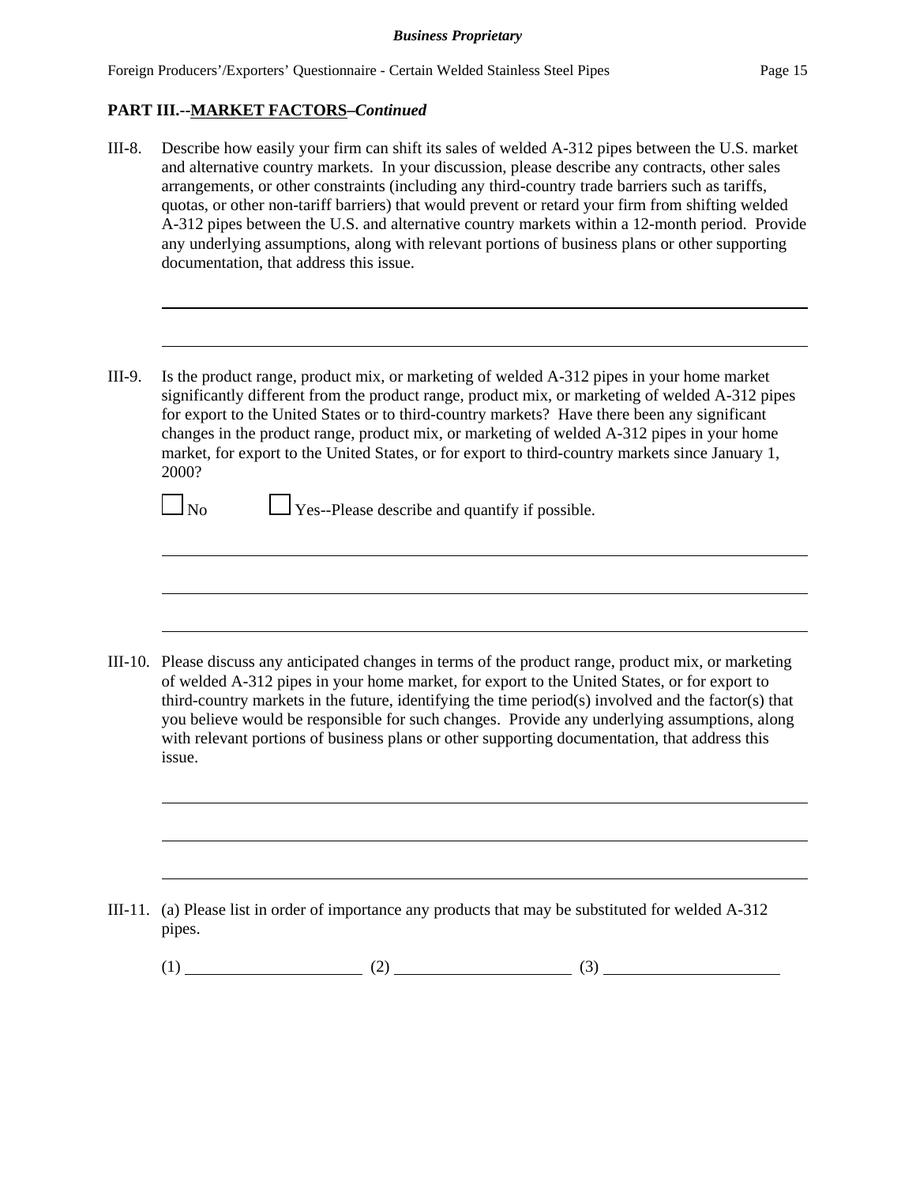## PART III.--MARKET FACTORS–*Continued*

III-8. Describe how easily your firm can shift its sales of welded A-312 pipes between the U.S. market and alternative country markets. In your discussion, please describe any contracts, other sales arrangements, or other constraints (including any third-country trade barriers such as tariffs, quotas, or other non-tariff barriers) that would prevent or retard your firm from shifting welded A-312 pipes between the U.S. and alternative country markets within a 12-month period. Provide any underlying assumptions, along with relevant portions of business plans or other supporting documentation, that address this issue.

______________________________________________________________________

______________________________________________________________________

III-9. Is the product range, product mix, or marketing of welded A-312 pipes in your home market significantly different from the product range, product mix, or marketing of welded A-312 pipes for export to the United States or to third-country markets? Have there been any significant changes in the product range, product mix, or marketing of welded A-312 pipes in your home market, for export to the United States, or for export to third-country markets since January 1, 2000?

☐ No ☐ Yes--Please describe and quantify if possible.

______________________________________________________________________

______________________________________________________________________

______________________________________________________________________

III-10. Please discuss any anticipated changes in terms of the product range, product mix, or marketing of welded A-312 pipes in your home market, for export to the United States, or for export to third-country markets in the future, identifying the time period(s) involved and the factor(s) that you believe would be responsible for such changes. Provide any underlying assumptions, along with relevant portions of business plans or other supporting documentation, that address this issue.

______________________________________________________________________

______________________________________________________________________

______________________________________________________________________

III-11. (a) Please list in order of importance any products that may be substituted for welded A-312 pipes.

(1) ____________________ (2) ____________________ (3) ____________________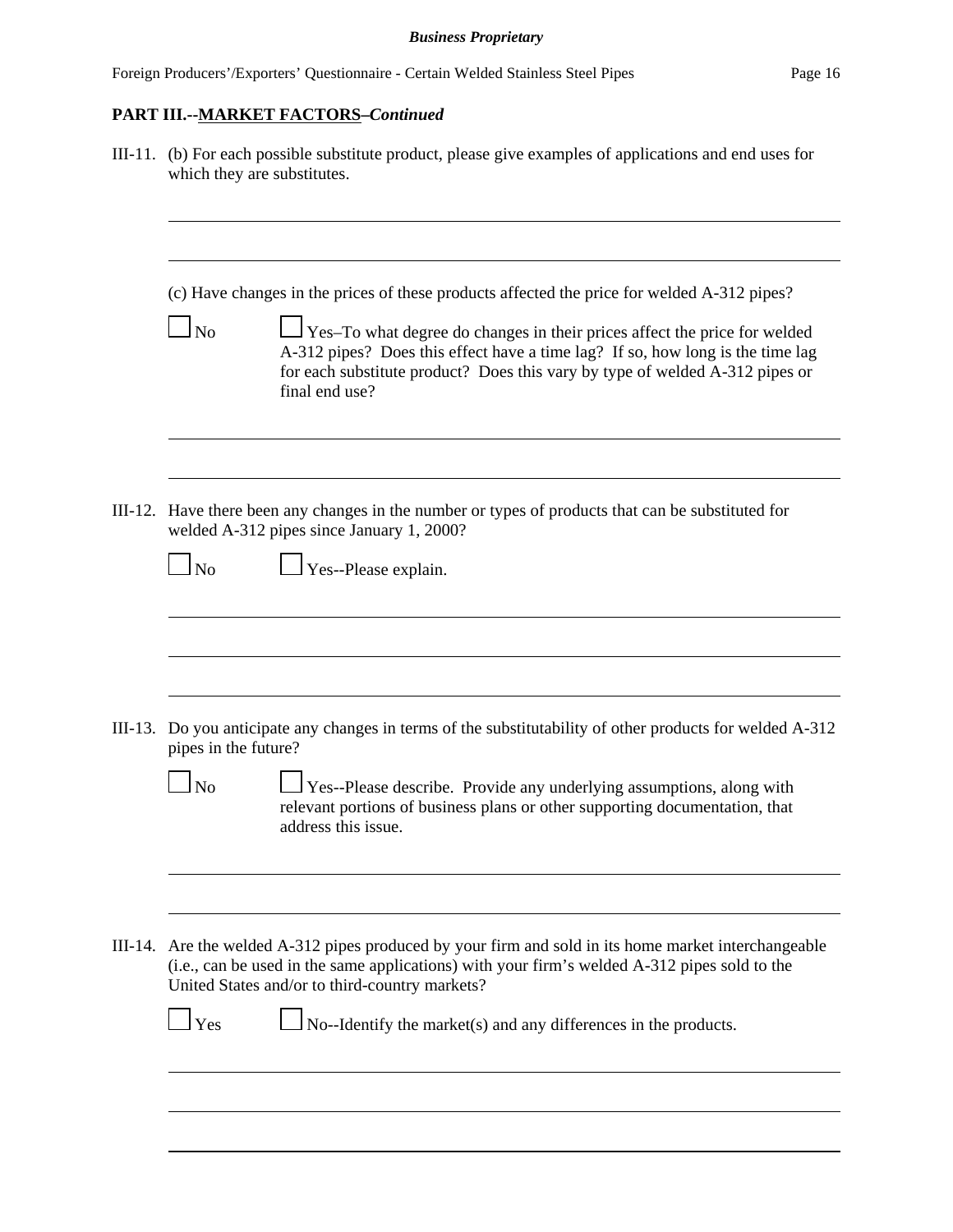## PART III.--MARKET FACTORS–*Continued*

III-11. (b) For each possible substitute product, please give examples of applications and end uses for which they are substitutes.

\_\_\_\_\_\_\_\_\_\_\_\_\_\_\_\_\_\_\_\_\_\_\_\_\_\_\_\_\_\_\_\_\_\_\_\_\_\_\_\_\_\_\_\_\_\_\_\_\_\_\_\_\_\_\_\_\_\_\_\_\_\_\_\_\_\_\_\_\_\_\_\_

\_\_\_\_\_\_\_\_\_\_\_\_\_\_\_\_\_\_\_\_\_\_\_\_\_\_\_\_\_\_\_\_\_\_\_\_\_\_\_\_\_\_\_\_\_\_\_\_\_\_\_\_\_\_\_\_\_\_\_\_\_\_\_\_\_\_\_\_\_\_\_\_

(c) Have changes in the prices of these products affected the price for welded A-312 pipes?

☐ No ☐ Yes–To what degree do changes in their prices affect the price for welded A-312 pipes? Does this effect have a time lag? If so, how long is the time lag for each substitute product? Does this vary by type of welded A-312 pipes or final end use?

\_\_\_\_\_\_\_\_\_\_\_\_\_\_\_\_\_\_\_\_\_\_\_\_\_\_\_\_\_\_\_\_\_\_\_\_\_\_\_\_\_\_\_\_\_\_\_\_\_\_\_\_\_\_\_\_\_\_\_\_\_\_\_\_\_\_\_\_\_\_\_\_

\_\_\_\_\_\_\_\_\_\_\_\_\_\_\_\_\_\_\_\_\_\_\_\_\_\_\_\_\_\_\_\_\_\_\_\_\_\_\_\_\_\_\_\_\_\_\_\_\_\_\_\_\_\_\_\_\_\_\_\_\_\_\_\_\_\_\_\_\_\_\_\_

III-12. Have there been any changes in the number or types of products that can be substituted for welded A-312 pipes since January 1, 2000?

☐ No ☐ Yes--Please explain.

\_\_\_\_\_\_\_\_\_\_\_\_\_\_\_\_\_\_\_\_\_\_\_\_\_\_\_\_\_\_\_\_\_\_\_\_\_\_\_\_\_\_\_\_\_\_\_\_\_\_\_\_\_\_\_\_\_\_\_\_\_\_\_\_\_\_\_\_\_\_\_\_

\_\_\_\_\_\_\_\_\_\_\_\_\_\_\_\_\_\_\_\_\_\_\_\_\_\_\_\_\_\_\_\_\_\_\_\_\_\_\_\_\_\_\_\_\_\_\_\_\_\_\_\_\_\_\_\_\_\_\_\_\_\_\_\_\_\_\_\_\_\_\_\_

\_\_\_\_\_\_\_\_\_\_\_\_\_\_\_\_\_\_\_\_\_\_\_\_\_\_\_\_\_\_\_\_\_\_\_\_\_\_\_\_\_\_\_\_\_\_\_\_\_\_\_\_\_\_\_\_\_\_\_\_\_\_\_\_\_\_\_\_\_\_\_\_

III-13. Do you anticipate any changes in terms of the substitutability of other products for welded A-312 pipes in the future?

☐ No ☐ Yes--Please describe. Provide any underlying assumptions, along with relevant portions of business plans or other supporting documentation, that address this issue.

\_\_\_\_\_\_\_\_\_\_\_\_\_\_\_\_\_\_\_\_\_\_\_\_\_\_\_\_\_\_\_\_\_\_\_\_\_\_\_\_\_\_\_\_\_\_\_\_\_\_\_\_\_\_\_\_\_\_\_\_\_\_\_\_\_\_\_\_\_\_\_\_

\_\_\_\_\_\_\_\_\_\_\_\_\_\_\_\_\_\_\_\_\_\_\_\_\_\_\_\_\_\_\_\_\_\_\_\_\_\_\_\_\_\_\_\_\_\_\_\_\_\_\_\_\_\_\_\_\_\_\_\_\_\_\_\_\_\_\_\_\_\_\_\_

III-14. Are the welded A-312 pipes produced by your firm and sold in its home market interchangeable (i.e., can be used in the same applications) with your firm's welded A-312 pipes sold to the United States and/or to third-country markets?

☐ Yes ☐ No--Identify the market(s) and any differences in the products.

\_\_\_\_\_\_\_\_\_\_\_\_\_\_\_\_\_\_\_\_\_\_\_\_\_\_\_\_\_\_\_\_\_\_\_\_\_\_\_\_\_\_\_\_\_\_\_\_\_\_\_\_\_\_\_\_\_\_\_\_\_\_\_\_\_\_\_\_\_\_\_\_

\_\_\_\_\_\_\_\_\_\_\_\_\_\_\_\_\_\_\_\_\_\_\_\_\_\_\_\_\_\_\_\_\_\_\_\_\_\_\_\_\_\_\_\_\_\_\_\_\_\_\_\_\_\_\_\_\_\_\_\_\_\_\_\_\_\_\_\_\_\_\_\_

\_\_\_\_\_\_\_\_\_\_\_\_\_\_\_\_\_\_\_\_\_\_\_\_\_\_\_\_\_\_\_\_\_\_\_\_\_\_\_\_\_\_\_\_\_\_\_\_\_\_\_\_\_\_\_\_\_\_\_\_\_\_\_\_\_\_\_\_\_\_\_\_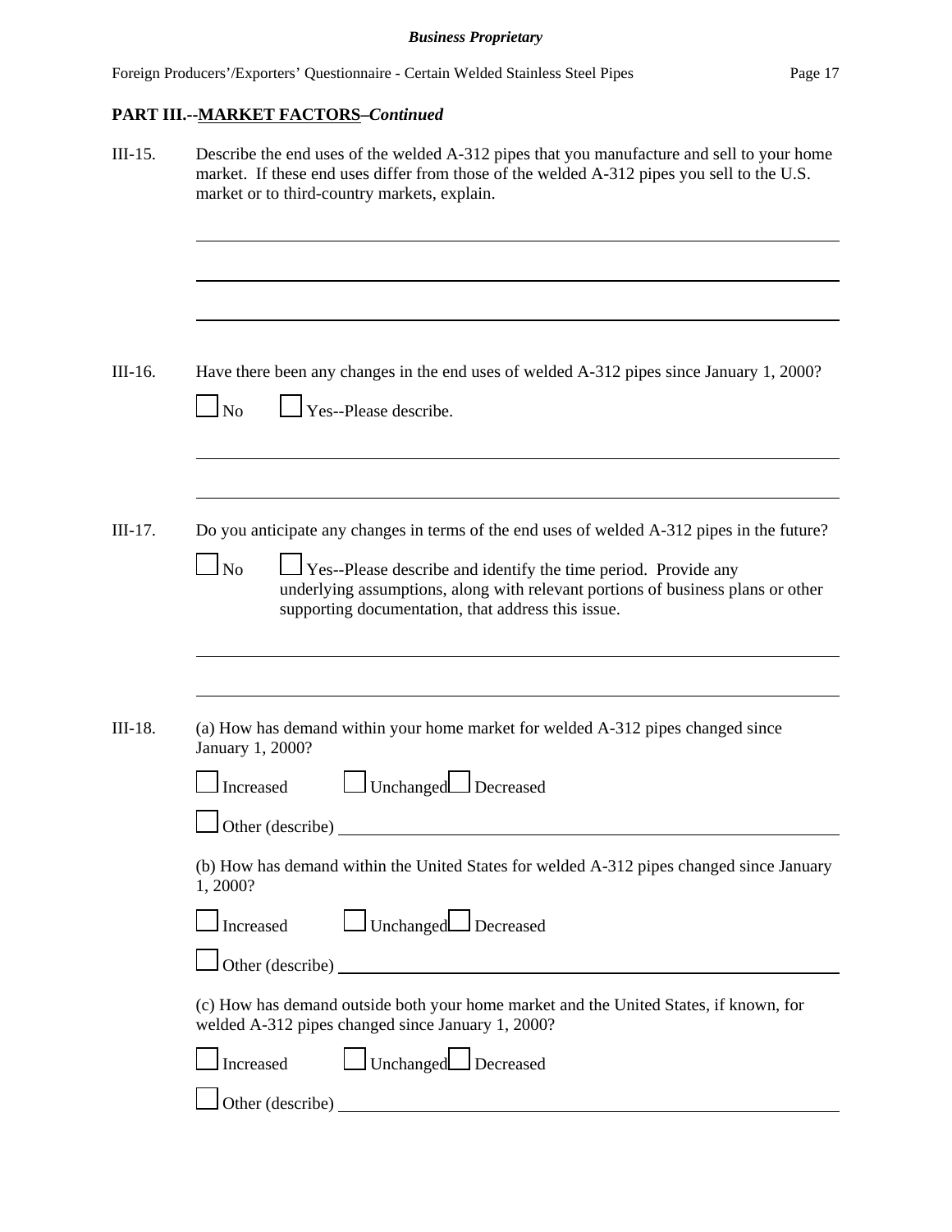## PART III.--MARKET FACTORS–*Continued*

III-15. Describe the end uses of the welded A-312 pipes that you manufacture and sell to your home market. If these end uses differ from those of the welded A-312 pipes you sell to the U.S. market or to third-country markets, explain.

______________________________________________________________________

______________________________________________________________________

______________________________________________________________________

III-16. Have there been any changes in the end uses of welded A-312 pipes since January 1, 2000?

☐ No ☐ Yes--Please describe.

______________________________________________________________________

______________________________________________________________________

III-17. Do you anticipate any changes in terms of the end uses of welded A-312 pipes in the future?

☐ No ☐ Yes--Please describe and identify the time period. Provide any underlying assumptions, along with relevant portions of business plans or other supporting documentation, that address this issue.

______________________________________________________________________

______________________________________________________________________

III-18. (a) How has demand within your home market for welded A-312 pipes changed since January 1, 2000?

☐ Increased ☐ Unchanged ☐ Decreased

☐ Other (describe) ______________________________________________

(b) How has demand within the United States for welded A-312 pipes changed since January 1, 2000?

☐ Increased ☐ Unchanged ☐ Decreased

☐ Other (describe) ______________________________________________

(c) How has demand outside both your home market and the United States, if known, for welded A-312 pipes changed since January 1, 2000?

☐ Increased ☐ Unchanged ☐ Decreased

☐ Other (describe) ______________________________________________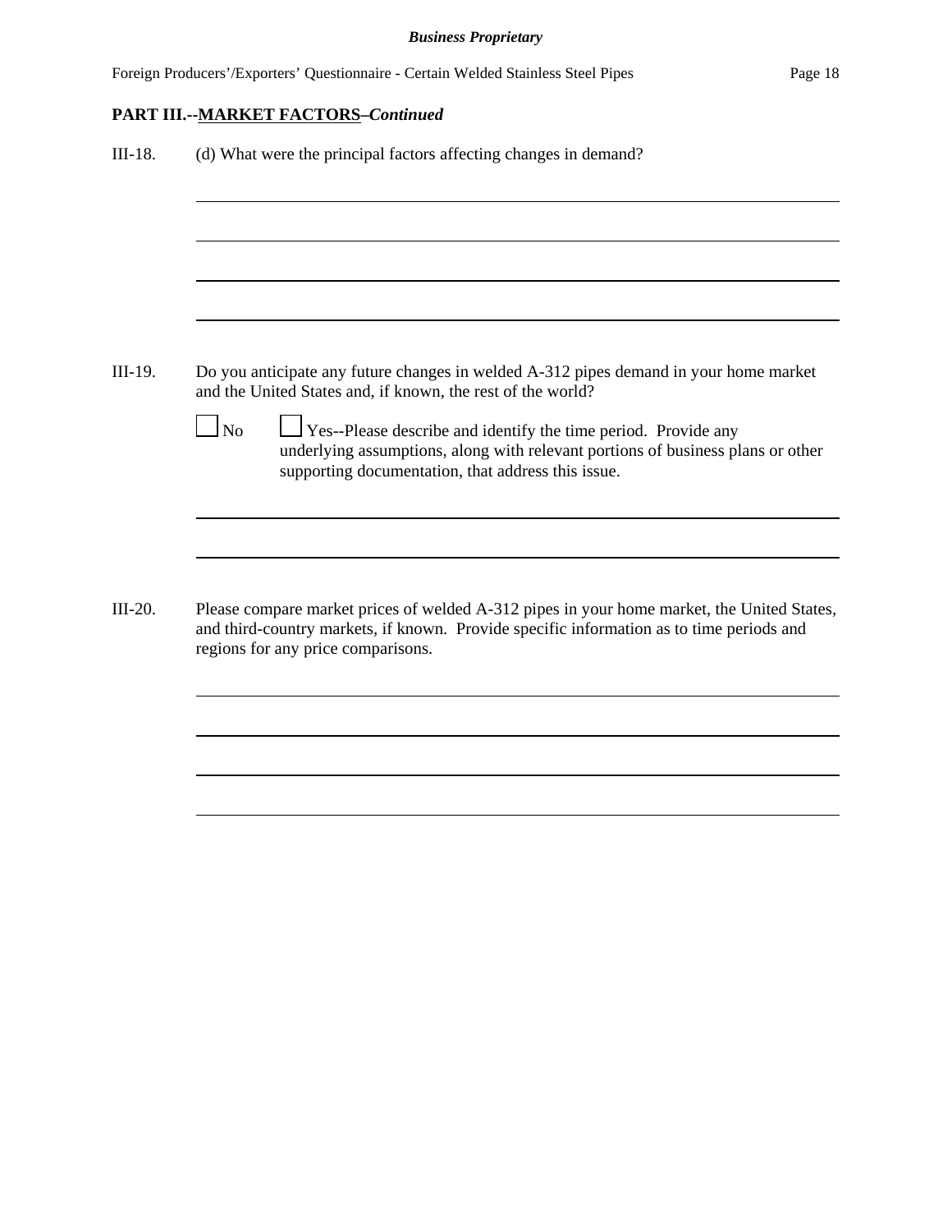## PART III.--MARKET FACTORS–*Continued*

III-18. (d) What were the principal factors affecting changes in demand?

______________________________________________________________________

______________________________________________________________________

______________________________________________________________________

______________________________________________________________________

III-19. Do you anticipate any future changes in welded A-312 pipes demand in your home market and the United States and, if known, the rest of the world?

☐ No ☐ Yes--Please describe and identify the time period. Provide any underlying assumptions, along with relevant portions of business plans or other supporting documentation, that address this issue.

______________________________________________________________________

______________________________________________________________________

III-20. Please compare market prices of welded A-312 pipes in your home market, the United States, and third-country markets, if known. Provide specific information as to time periods and regions for any price comparisons.

______________________________________________________________________

______________________________________________________________________

______________________________________________________________________

______________________________________________________________________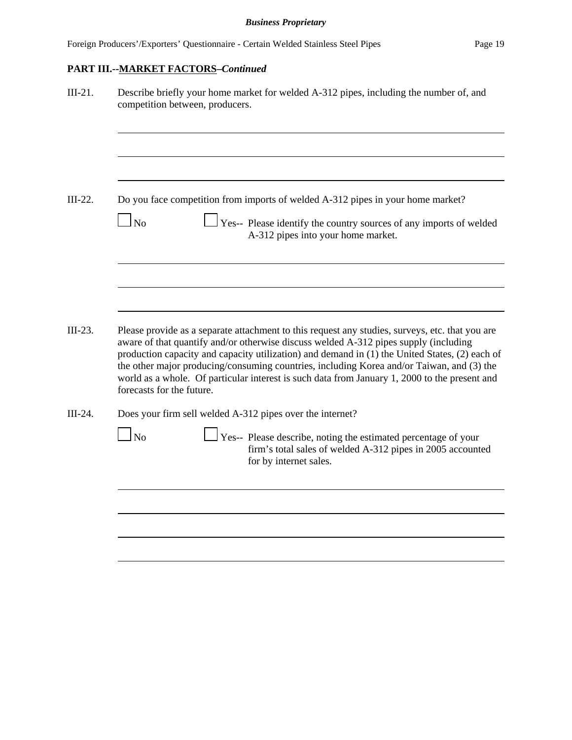**PART III.--MARKET FACTORS–*Continued***

III-21. Describe briefly your home market for welded A-312 pipes, including the number of, and competition between, producers.

III-22. Do you face competition from imports of welded A-312 pipes in your home market?

☐ No ☐ Yes-- Please identify the country sources of any imports of welded A-312 pipes into your home market.

III-23. Please provide as a separate attachment to this request any studies, surveys, etc. that you are aware of that quantify and/or otherwise discuss welded A-312 pipes supply (including production capacity and capacity utilization) and demand in (1) the United States, (2) each of the other major producing/consuming countries, including Korea and/or Taiwan, and (3) the world as a whole. Of particular interest is such data from January 1, 2000 to the present and forecasts for the future.

III-24. Does your firm sell welded A-312 pipes over the internet?

☐ No ☐ Yes-- Please describe, noting the estimated percentage of your firm's total sales of welded A-312 pipes in 2005 accounted for by internet sales.